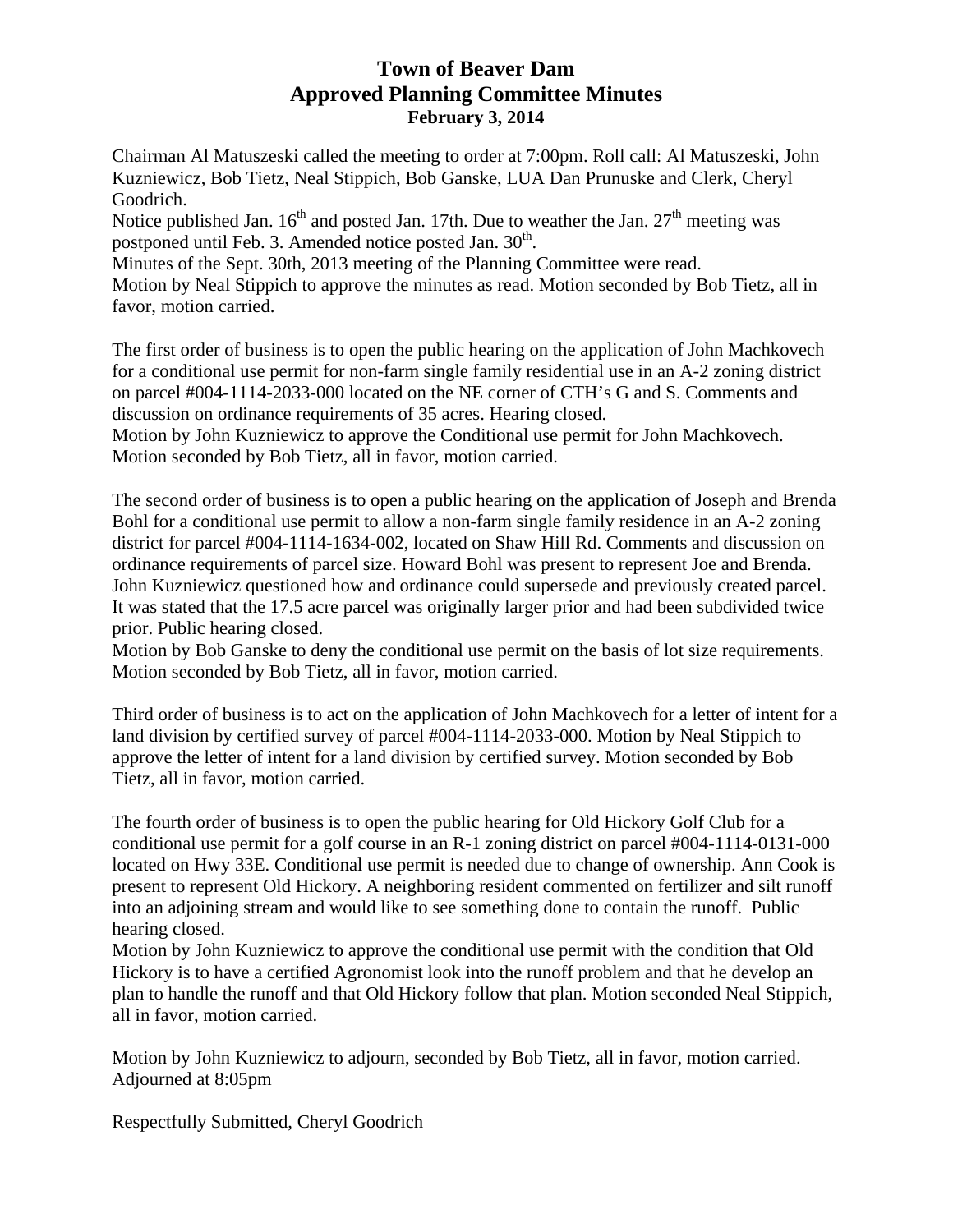# Town of Beaver Dam
## Approved Planning Committee Minutes
### February 3, 2014

Chairman Al Matuszeski called the meeting to order at 7:00pm. Roll call: Al Matuszeski, John Kuzniewicz, Bob Tietz, Neal Stippich, Bob Ganske, LUA Dan Prunuske and Clerk, Cheryl Goodrich.
Notice published Jan. 16th and posted Jan. 17th. Due to weather the Jan. 27th meeting was postponed until Feb. 3. Amended notice posted Jan. 30th.
Minutes of the Sept. 30th, 2013 meeting of the Planning Committee were read.
Motion by Neal Stippich to approve the minutes as read. Motion seconded by Bob Tietz, all in favor, motion carried.

The first order of business is to open the public hearing on the application of John Machkovech for a conditional use permit for non-farm single family residential use in an A-2 zoning district on parcel #004-1114-2033-000 located on the NE corner of CTH's G and S. Comments and discussion on ordinance requirements of 35 acres. Hearing closed.
Motion by John Kuzniewicz to approve the Conditional use permit for John Machkovech. Motion seconded by Bob Tietz, all in favor, motion carried.

The second order of business is to open a public hearing on the application of Joseph and Brenda Bohl for a conditional use permit to allow a non-farm single family residence in an A-2 zoning district for parcel #004-1114-1634-002, located on Shaw Hill Rd. Comments and discussion on ordinance requirements of parcel size. Howard Bohl was present to represent Joe and Brenda. John Kuzniewicz questioned how and ordinance could supersede and previously created parcel. It was stated that the 17.5 acre parcel was originally larger prior and had been subdivided twice prior. Public hearing closed.
Motion by Bob Ganske to deny the conditional use permit on the basis of lot size requirements. Motion seconded by Bob Tietz, all in favor, motion carried.

Third order of business is to act on the application of John Machkovech for a letter of intent for a land division by certified survey of parcel #004-1114-2033-000. Motion by Neal Stippich to approve the letter of intent for a land division by certified survey. Motion seconded by Bob Tietz, all in favor, motion carried.

The fourth order of business is to open the public hearing for Old Hickory Golf Club for a conditional use permit for a golf course in an R-1 zoning district on parcel #004-1114-0131-000 located on Hwy 33E. Conditional use permit is needed due to change of ownership. Ann Cook is present to represent Old Hickory. A neighboring resident commented on fertilizer and silt runoff into an adjoining stream and would like to see something done to contain the runoff. Public hearing closed.
Motion by John Kuzniewicz to approve the conditional use permit with the condition that Old Hickory is to have a certified Agronomist look into the runoff problem and that he develop an plan to handle the runoff and that Old Hickory follow that plan. Motion seconded Neal Stippich, all in favor, motion carried.

Motion by John Kuzniewicz to adjourn, seconded by Bob Tietz, all in favor, motion carried. Adjourned at 8:05pm

Respectfully Submitted, Cheryl Goodrich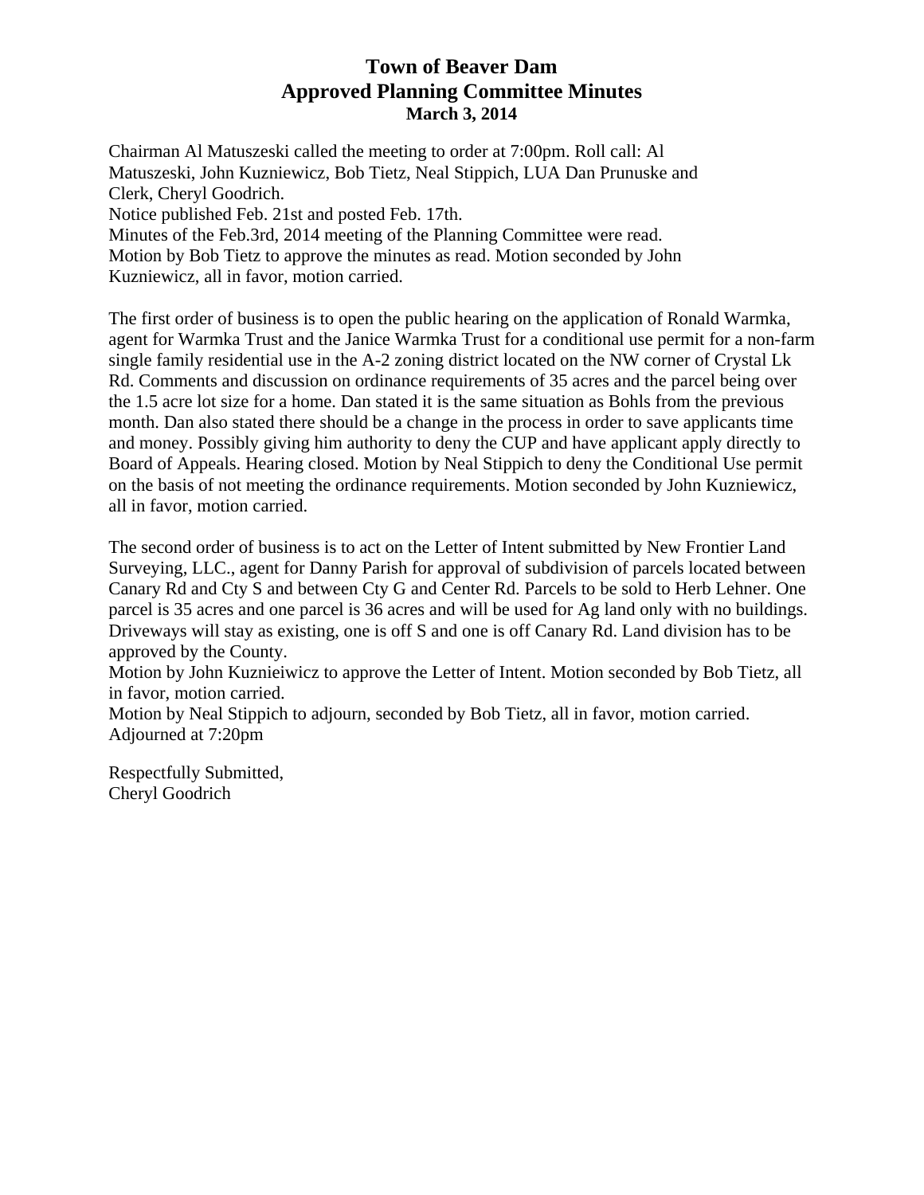# Town of Beaver Dam
## Approved Planning Committee Minutes
### March 3, 2014

Chairman Al Matuszeski called the meeting to order at 7:00pm. Roll call: Al Matuszeski, John Kuzniewicz, Bob Tietz, Neal Stippich, LUA Dan Prunuske and Clerk, Cheryl Goodrich.
Notice published Feb. 21st and posted Feb. 17th.
Minutes of the Feb.3rd, 2014 meeting of the Planning Committee were read.
Motion by Bob Tietz to approve the minutes as read. Motion seconded by John Kuzniewicz, all in favor, motion carried.

The first order of business is to open the public hearing on the application of Ronald Warmka, agent for Warmka Trust and the Janice Warmka Trust for a conditional use permit for a non-farm single family residential use in the A-2 zoning district located on the NW corner of Crystal Lk Rd. Comments and discussion on ordinance requirements of 35 acres and the parcel being over the 1.5 acre lot size for a home. Dan stated it is the same situation as Bohls from the previous month. Dan also stated there should be a change in the process in order to save applicants time and money. Possibly giving him authority to deny the CUP and have applicant apply directly to Board of Appeals. Hearing closed. Motion by Neal Stippich to deny the Conditional Use permit on the basis of not meeting the ordinance requirements. Motion seconded by John Kuzniewicz, all in favor, motion carried.

The second order of business is to act on the Letter of Intent submitted by New Frontier Land Surveying, LLC., agent for Danny Parish for approval of subdivision of parcels located between Canary Rd and Cty S and between Cty G and Center Rd. Parcels to be sold to Herb Lehner. One parcel is 35 acres and one parcel is 36 acres and will be used for Ag land only with no buildings. Driveways will stay as existing, one is off S and one is off Canary Rd. Land division has to be approved by the County.
Motion by John Kuznieiwicz to approve the Letter of Intent. Motion seconded by Bob Tietz, all in favor, motion carried.
Motion by Neal Stippich to adjourn, seconded by Bob Tietz, all in favor, motion carried.
Adjourned at 7:20pm

Respectfully Submitted,
Cheryl Goodrich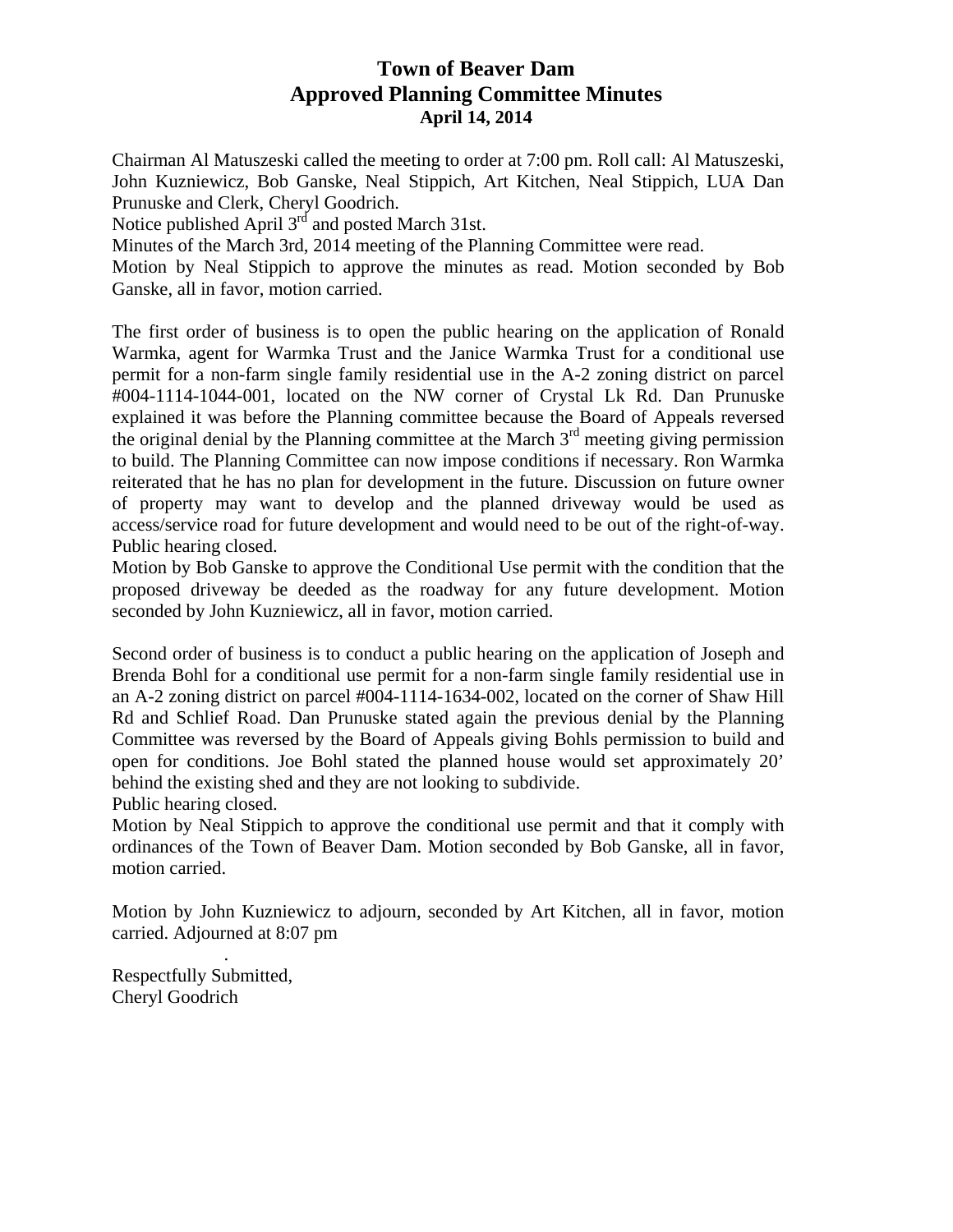# Town of Beaver Dam
## Approved Planning Committee Minutes
### April 14, 2014

Chairman Al Matuszeski called the meeting to order at 7:00 pm. Roll call: Al Matuszeski, John Kuzniewicz, Bob Ganske, Neal Stippich, Art Kitchen, Neal Stippich, LUA Dan Prunuske and Clerk, Cheryl Goodrich.
Notice published April 3rd and posted March 31st.
Minutes of the March 3rd, 2014 meeting of the Planning Committee were read.
Motion by Neal Stippich to approve the minutes as read. Motion seconded by Bob Ganske, all in favor, motion carried.

The first order of business is to open the public hearing on the application of Ronald Warmka, agent for Warmka Trust and the Janice Warmka Trust for a conditional use permit for a non-farm single family residential use in the A-2 zoning district on parcel #004-1114-1044-001, located on the NW corner of Crystal Lk Rd. Dan Prunuske explained it was before the Planning committee because the Board of Appeals reversed the original denial by the Planning committee at the March 3rd meeting giving permission to build. The Planning Committee can now impose conditions if necessary. Ron Warmka reiterated that he has no plan for development in the future. Discussion on future owner of property may want to develop and the planned driveway would be used as access/service road for future development and would need to be out of the right-of-way. Public hearing closed.
Motion by Bob Ganske to approve the Conditional Use permit with the condition that the proposed driveway be deeded as the roadway for any future development. Motion seconded by John Kuzniewicz, all in favor, motion carried.

Second order of business is to conduct a public hearing on the application of Joseph and Brenda Bohl for a conditional use permit for a non-farm single family residential use in an A-2 zoning district on parcel #004-1114-1634-002, located on the corner of Shaw Hill Rd and Schlief Road. Dan Prunuske stated again the previous denial by the Planning Committee was reversed by the Board of Appeals giving Bohls permission to build and open for conditions. Joe Bohl stated the planned house would set approximately 20' behind the existing shed and they are not looking to subdivide.
Public hearing closed.
Motion by Neal Stippich to approve the conditional use permit and that it comply with ordinances of the Town of Beaver Dam. Motion seconded by Bob Ganske, all in favor, motion carried.

Motion by John Kuzniewicz to adjourn, seconded by Art Kitchen, all in favor, motion carried. Adjourned at 8:07 pm

Respectfully Submitted,
Cheryl Goodrich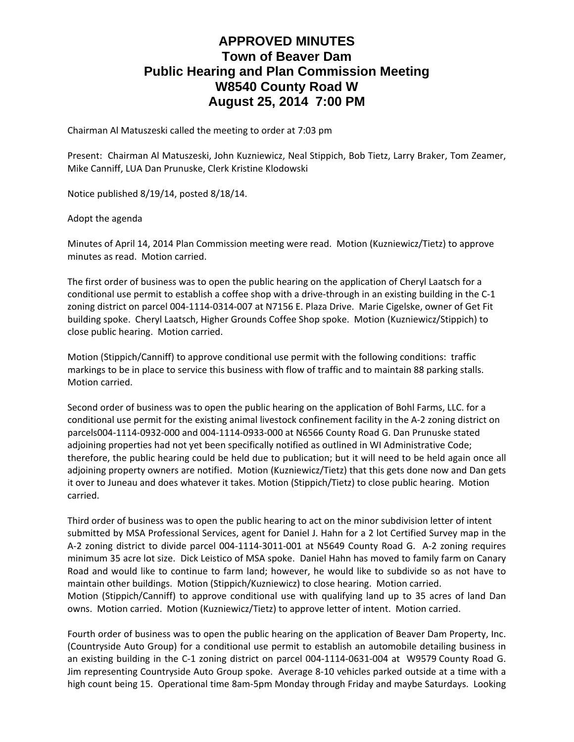# APPROVED MINUTES
# Town of Beaver Dam
# Public Hearing and Plan Commission Meeting
# W8540 County Road W
# August 25, 2014 7:00 PM

Chairman Al Matuszeski called the meeting to order at 7:03 pm

Present: Chairman Al Matuszeski, John Kuzniewicz, Neal Stippich, Bob Tietz, Larry Braker, Tom Zeamer, Mike Canniff, LUA Dan Prunuske, Clerk Kristine Klodowski

Notice published 8/19/14, posted 8/18/14.

Adopt the agenda

Minutes of April 14, 2014 Plan Commission meeting were read. Motion (Kuzniewicz/Tietz) to approve minutes as read. Motion carried.

The first order of business was to open the public hearing on the application of Cheryl Laatsch for a conditional use permit to establish a coffee shop with a drive-through in an existing building in the C-1 zoning district on parcel 004-1114-0314-007 at N7156 E. Plaza Drive. Marie Cigelske, owner of Get Fit building spoke. Cheryl Laatsch, Higher Grounds Coffee Shop spoke. Motion (Kuzniewicz/Stippich) to close public hearing. Motion carried.

Motion (Stippich/Canniff) to approve conditional use permit with the following conditions: traffic markings to be in place to service this business with flow of traffic and to maintain 88 parking stalls. Motion carried.

Second order of business was to open the public hearing on the application of Bohl Farms, LLC. for a conditional use permit for the existing animal livestock confinement facility in the A-2 zoning district on parcels004-1114-0932-000 and 004-1114-0933-000 at N6566 County Road G. Dan Prunuske stated adjoining properties had not yet been specifically notified as outlined in WI Administrative Code; therefore, the public hearing could be held due to publication; but it will need to be held again once all adjoining property owners are notified. Motion (Kuzniewicz/Tietz) that this gets done now and Dan gets it over to Juneau and does whatever it takes. Motion (Stippich/Tietz) to close public hearing. Motion carried.

Third order of business was to open the public hearing to act on the minor subdivision letter of intent submitted by MSA Professional Services, agent for Daniel J. Hahn for a 2 lot Certified Survey map in the A-2 zoning district to divide parcel 004-1114-3011-001 at N5649 County Road G. A-2 zoning requires minimum 35 acre lot size. Dick Leistico of MSA spoke. Daniel Hahn has moved to family farm on Canary Road and would like to continue to farm land; however, he would like to subdivide so as not have to maintain other buildings. Motion (Stippich/Kuzniewicz) to close hearing. Motion carried.
Motion (Stippich/Canniff) to approve conditional use with qualifying land up to 35 acres of land Dan owns. Motion carried. Motion (Kuzniewicz/Tietz) to approve letter of intent. Motion carried.

Fourth order of business was to open the public hearing on the application of Beaver Dam Property, Inc. (Countryside Auto Group) for a conditional use permit to establish an automobile detailing business in an existing building in the C-1 zoning district on parcel 004-1114-0631-004 at W9579 County Road G. Jim representing Countryside Auto Group spoke. Average 8-10 vehicles parked outside at a time with a high count being 15. Operational time 8am-5pm Monday through Friday and maybe Saturdays. Looking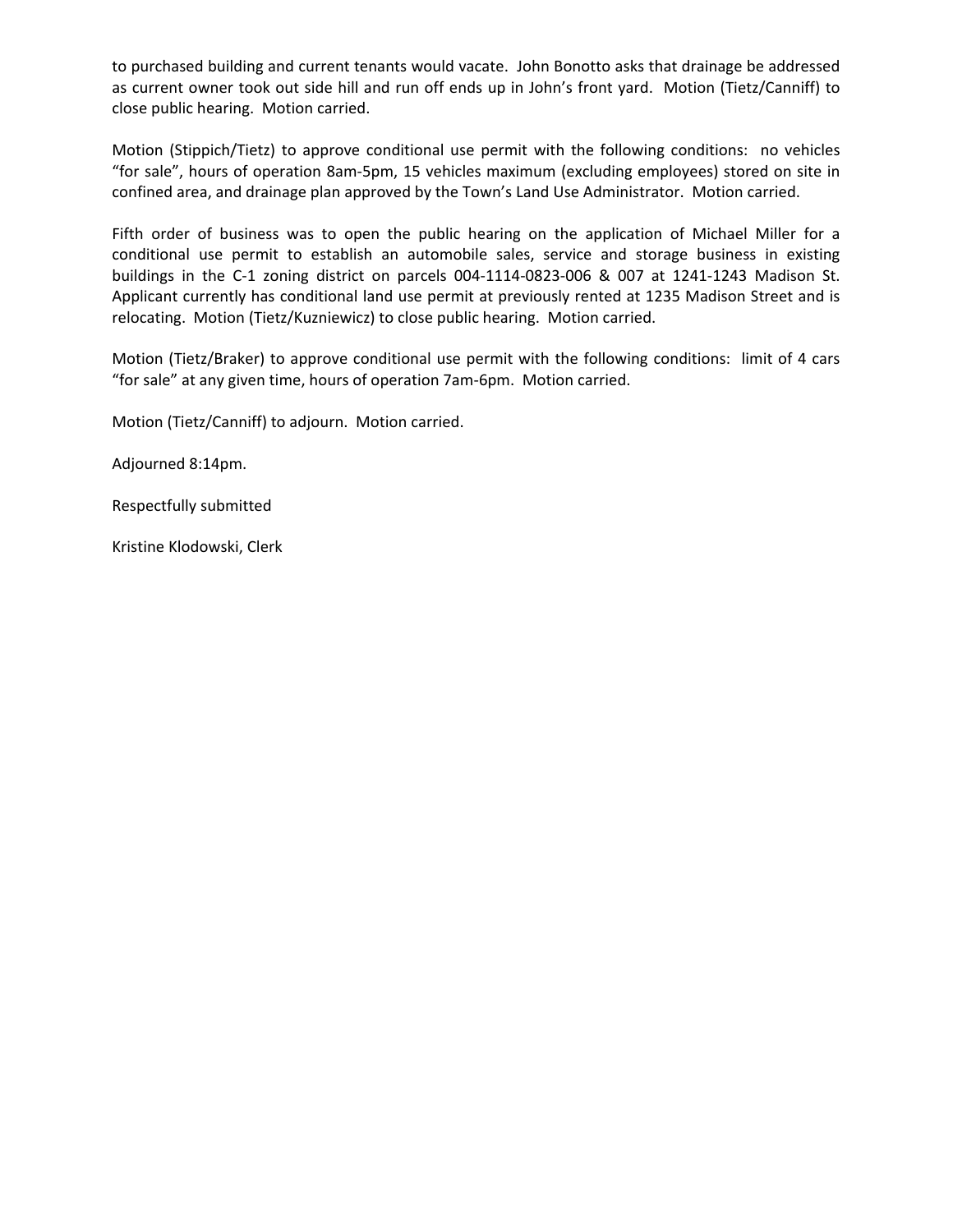to purchased building and current tenants would vacate. John Bonotto asks that drainage be addressed as current owner took out side hill and run off ends up in John's front yard. Motion (Tietz/Canniff) to close public hearing. Motion carried.

Motion (Stippich/Tietz) to approve conditional use permit with the following conditions: no vehicles "for sale", hours of operation 8am-5pm, 15 vehicles maximum (excluding employees) stored on site in confined area, and drainage plan approved by the Town's Land Use Administrator. Motion carried.

Fifth order of business was to open the public hearing on the application of Michael Miller for a conditional use permit to establish an automobile sales, service and storage business in existing buildings in the C-1 zoning district on parcels 004-1114-0823-006 & 007 at 1241-1243 Madison St. Applicant currently has conditional land use permit at previously rented at 1235 Madison Street and is relocating. Motion (Tietz/Kuzniewicz) to close public hearing. Motion carried.

Motion (Tietz/Braker) to approve conditional use permit with the following conditions: limit of 4 cars "for sale" at any given time, hours of operation 7am-6pm. Motion carried.

Motion (Tietz/Canniff) to adjourn. Motion carried.

Adjourned 8:14pm.

Respectfully submitted

Kristine Klodowski, Clerk